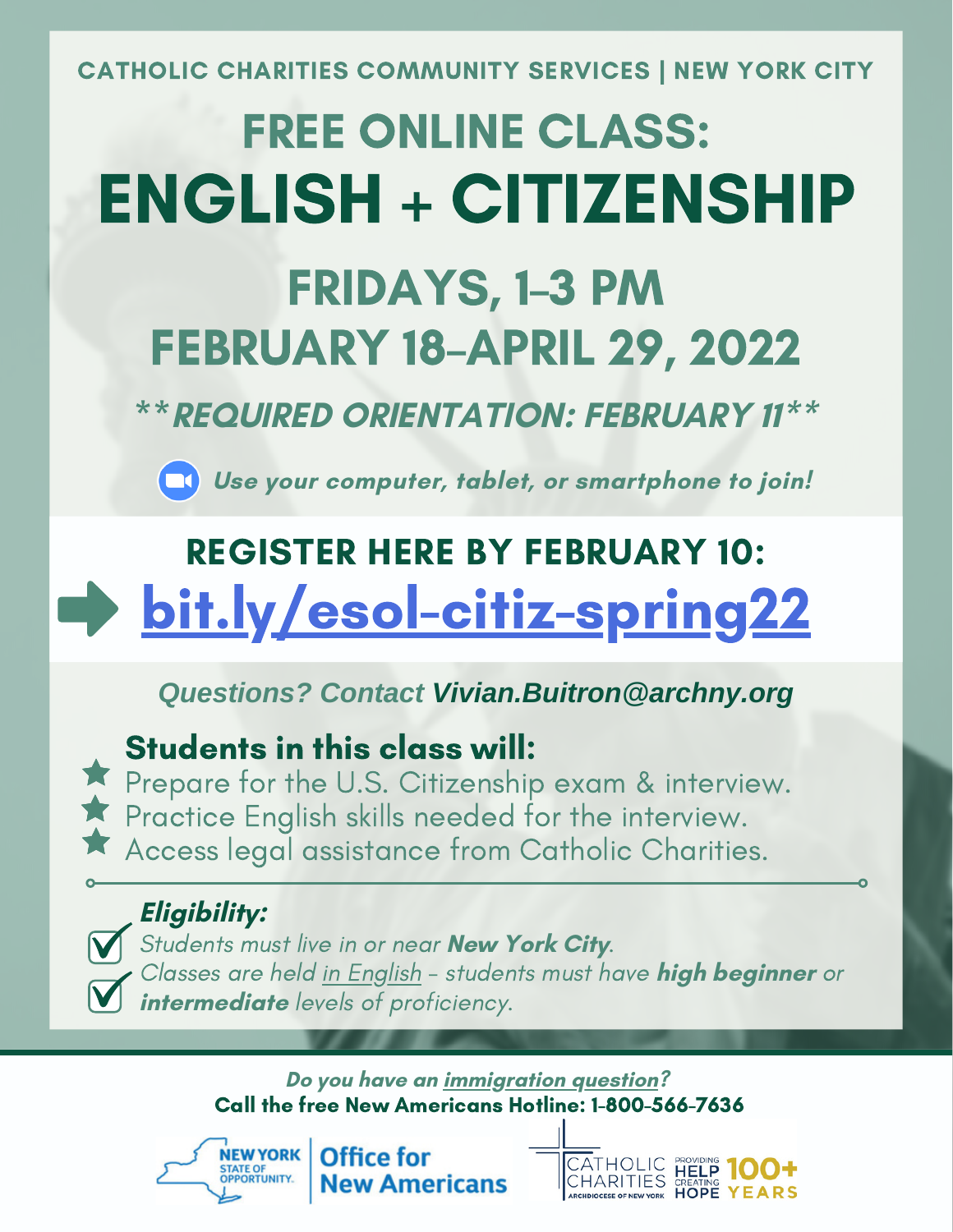CATHOLIC CHARITIES COMMUNITY SERVICES | NEW YORK CITY

# FREE ONLINE CLASS:
# ENGLISH + CITIZENSHIP

## FRIDAYS, 1–3 PM
## FEBRUARY 18–APRIL 29, 2022

***\*\*REQUIRED ORIENTATION: FEBRUARY 11\*\****

***Use your computer, tablet, or smartphone to join!***

## REGISTER HERE BY FEBRUARY 10:

## [bit.ly/esol-citiz-spring22](bit.ly/esol-citiz-spring22)

*Questions? Contact* ***Vivian.Buitron@archny.org***

### Students in this class will:

- Prepare for the U.S. Citizenship exam & interview.
- Practice English skills needed for the interview.
- Access legal assistance from Catholic Charities.

***Eligibility:***

- *Students must live in or near* ***New York City****.*
- *Classes are held in English – students must have* ***high beginner*** *or* ***intermediate*** *levels of proficiency.*

***Do you have an immigration question?***

**Call the free New Americans Hotline: 1-800-566-7636**

NEW YORK STATE OF OPPORTUNITY. | Office for New Americans

CATHOLIC CHARITIES ARCHDIOCESE OF NEW YORK | PROVIDING HELP CREATING HOPE | 100+ YEARS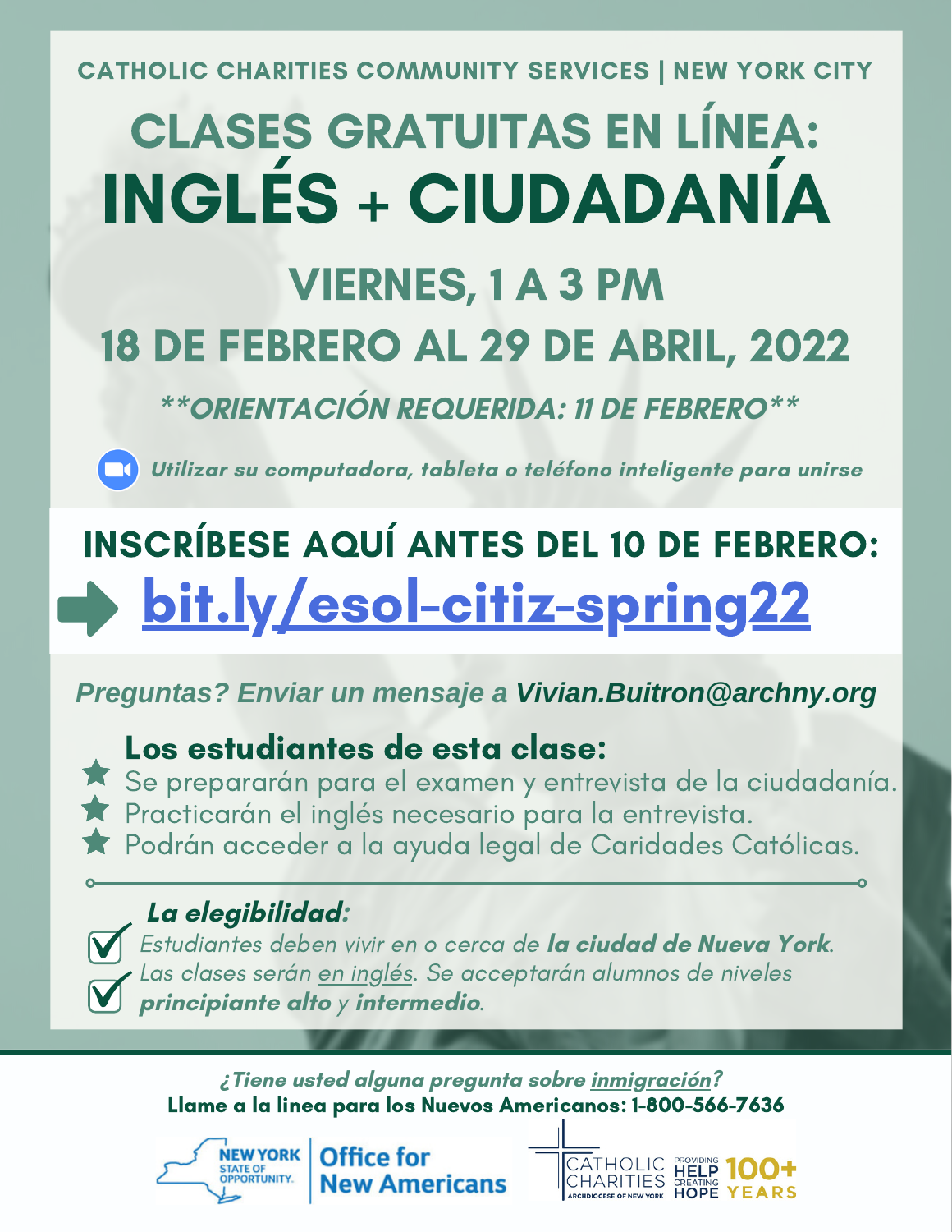CATHOLIC CHARITIES COMMUNITY SERVICES | NEW YORK CITY

## CLASES GRATUITAS EN LÍNEA:

# INGLÉS + CIUDADANÍA

## VIERNES, 1 A 3 PM

## 18 DE FEBRERO AL 29 DE ABRIL, 2022

***\*\*ORIENTACIÓN REQUERIDA: 11 DE FEBRERO\*\****

***Utilizar su computadora, tableta o teléfono inteligente para unirse***

## INSCRÍBESE AQUÍ ANTES DEL 10 DE FEBRERO:

➜ **bit.ly/esol-citiz-spring22**

***Preguntas? Enviar un mensaje a Vivian.Buitron@archny.org***

### Los estudiantes de esta clase:

- ★ Se prepararán para el examen y entrevista de la ciudadanía.
- ★ Practicarán el inglés necesario para la entrevista.
- ★ Podrán acceder a la ayuda legal de Caridades Católicas.

***La elegibilidad:***

- ☑ *Estudiantes deben vivir en o cerca de* ***la ciudad de Nueva York****.*
- ☑ *Las clases serán en inglés. Se acceptarán alumnos de niveles* ***principiante alto*** *y* ***intermedio****.*

***¿Tiene usted alguna pregunta sobre inmigración?***

**Llame a la linea para los Nuevos Americanos: 1-800-566-7636**

NEW YORK STATE OF OPPORTUNITY. | Office for New Americans

CATHOLIC CHARITIES ARCHDIOCESE OF NEW YORK | PROVIDING HELP CREATING HOPE | 100+ YEARS